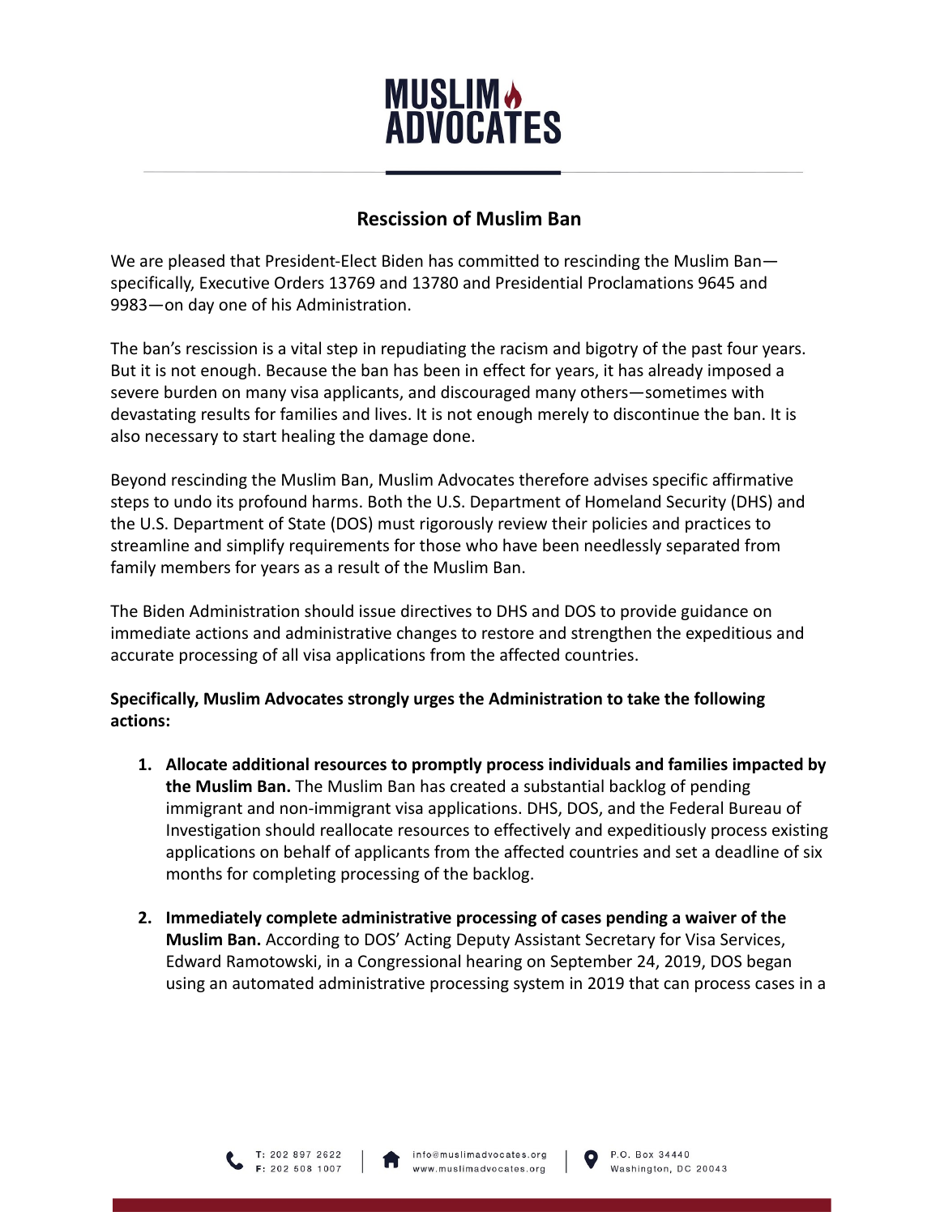# MUSLIM ADVOCATES

## Rescission of Muslim Ban

We are pleased that President-Elect Biden has committed to rescinding the Muslim Ban—specifically, Executive Orders 13769 and 13780 and Presidential Proclamations 9645 and 9983—on day one of his Administration.

The ban's rescission is a vital step in repudiating the racism and bigotry of the past four years. But it is not enough. Because the ban has been in effect for years, it has already imposed a severe burden on many visa applicants, and discouraged many others—sometimes with devastating results for families and lives. It is not enough merely to discontinue the ban. It is also necessary to start healing the damage done.

Beyond rescinding the Muslim Ban, Muslim Advocates therefore advises specific affirmative steps to undo its profound harms. Both the U.S. Department of Homeland Security (DHS) and the U.S. Department of State (DOS) must rigorously review their policies and practices to streamline and simplify requirements for those who have been needlessly separated from family members for years as a result of the Muslim Ban.

The Biden Administration should issue directives to DHS and DOS to provide guidance on immediate actions and administrative changes to restore and strengthen the expeditious and accurate processing of all visa applications from the affected countries.

**Specifically, Muslim Advocates strongly urges the Administration to take the following actions:**

1. **Allocate additional resources to promptly process individuals and families impacted by the Muslim Ban.** The Muslim Ban has created a substantial backlog of pending immigrant and non-immigrant visa applications. DHS, DOS, and the Federal Bureau of Investigation should reallocate resources to effectively and expeditiously process existing applications on behalf of applicants from the affected countries and set a deadline of six months for completing processing of the backlog.

2. **Immediately complete administrative processing of cases pending a waiver of the Muslim Ban.** According to DOS' Acting Deputy Assistant Secretary for Visa Services, Edward Ramotowski, in a Congressional hearing on September 24, 2019, DOS began using an automated administrative processing system in 2019 that can process cases in a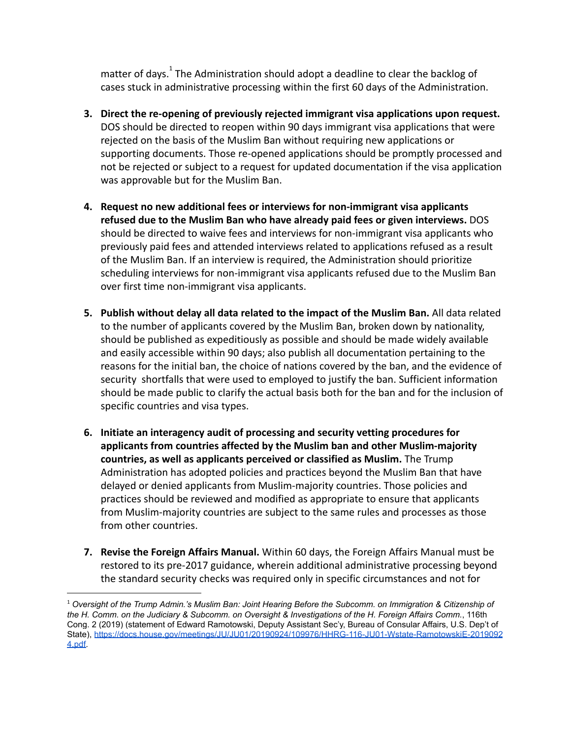matter of days.[1] The Administration should adopt a deadline to clear the backlog of cases stuck in administrative processing within the first 60 days of the Administration.

3. **Direct the re-opening of previously rejected immigrant visa applications upon request.** DOS should be directed to reopen within 90 days immigrant visa applications that were rejected on the basis of the Muslim Ban without requiring new applications or supporting documents. Those re-opened applications should be promptly processed and not be rejected or subject to a request for updated documentation if the visa application was approvable but for the Muslim Ban.

4. **Request no new additional fees or interviews for non-immigrant visa applicants refused due to the Muslim Ban who have already paid fees or given interviews.** DOS should be directed to waive fees and interviews for non-immigrant visa applicants who previously paid fees and attended interviews related to applications refused as a result of the Muslim Ban. If an interview is required, the Administration should prioritize scheduling interviews for non-immigrant visa applicants refused due to the Muslim Ban over first time non-immigrant visa applicants.

5. **Publish without delay all data related to the impact of the Muslim Ban.** All data related to the number of applicants covered by the Muslim Ban, broken down by nationality, should be published as expeditiously as possible and should be made widely available and easily accessible within 90 days; also publish all documentation pertaining to the reasons for the initial ban, the choice of nations covered by the ban, and the evidence of security shortfalls that were used to employed to justify the ban. Sufficient information should be made public to clarify the actual basis both for the ban and for the inclusion of specific countries and visa types.

6. **Initiate an interagency audit of processing and security vetting procedures for applicants from countries affected by the Muslim ban and other Muslim-majority countries, as well as applicants perceived or classified as Muslim.** The Trump Administration has adopted policies and practices beyond the Muslim Ban that have delayed or denied applicants from Muslim-majority countries. Those policies and practices should be reviewed and modified as appropriate to ensure that applicants from Muslim-majority countries are subject to the same rules and processes as those from other countries.

7. **Revise the Foreign Affairs Manual.** Within 60 days, the Foreign Affairs Manual must be restored to its pre-2017 guidance, wherein additional administrative processing beyond the standard security checks was required only in specific circumstances and not for

---

[1] *Oversight of the Trump Admin.'s Muslim Ban: Joint Hearing Before the Subcomm. on Immigration & Citizenship of the H. Comm. on the Judiciary & Subcomm. on Oversight & Investigations of the H. Foreign Affairs Comm.*, 116th Cong. 2 (2019) (statement of Edward Ramotowski, Deputy Assistant Sec'y, Bureau of Consular Affairs, U.S. Dep't of State), https://docs.house.gov/meetings/JU/JU01/20190924/109976/HHRG-116-JU01-Wstate-RamotowskiE-20190924.pdf.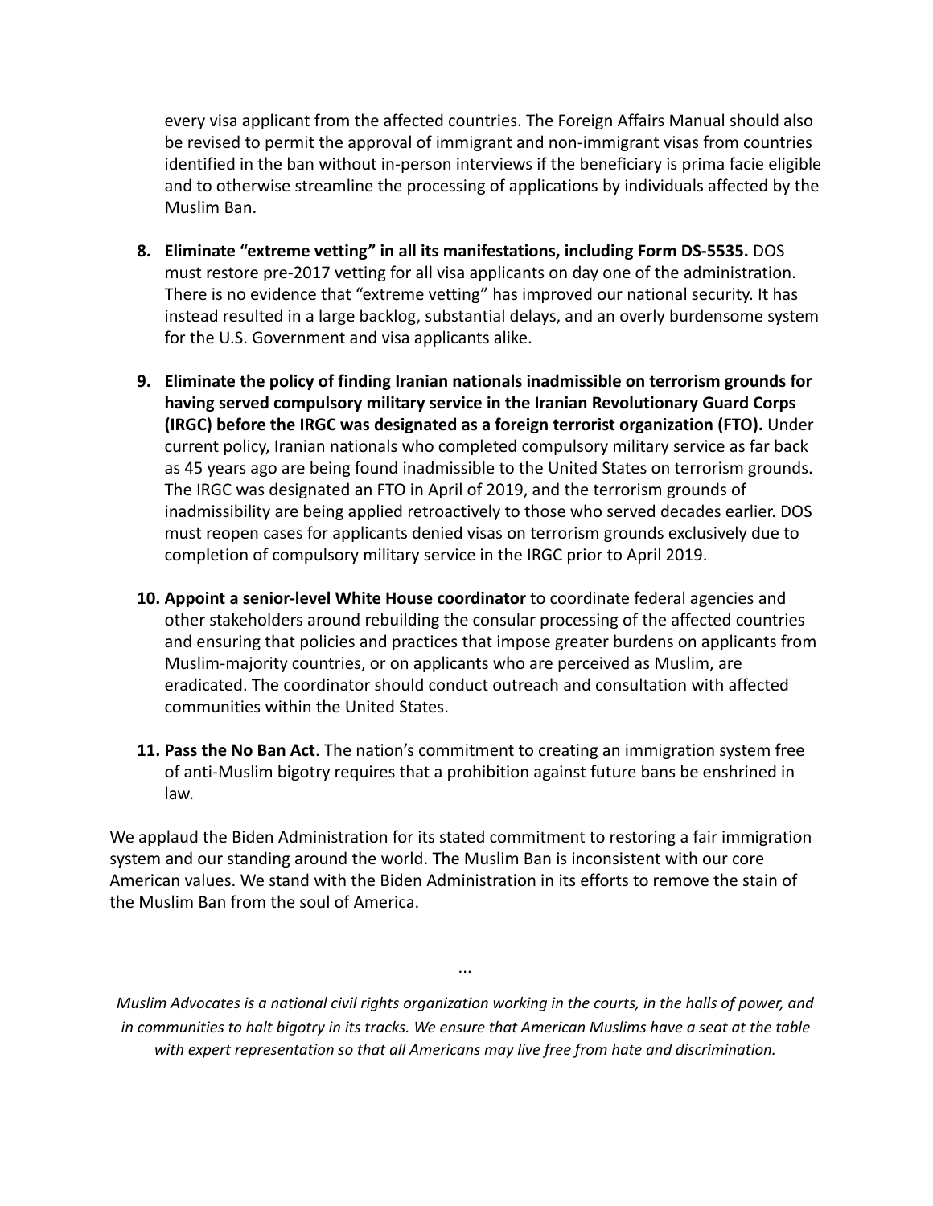every visa applicant from the affected countries. The Foreign Affairs Manual should also be revised to permit the approval of immigrant and non-immigrant visas from countries identified in the ban without in-person interviews if the beneficiary is prima facie eligible and to otherwise streamline the processing of applications by individuals affected by the Muslim Ban.

8. **Eliminate "extreme vetting" in all its manifestations, including Form DS-5535.** DOS must restore pre-2017 vetting for all visa applicants on day one of the administration. There is no evidence that "extreme vetting" has improved our national security. It has instead resulted in a large backlog, substantial delays, and an overly burdensome system for the U.S. Government and visa applicants alike.

9. **Eliminate the policy of finding Iranian nationals inadmissible on terrorism grounds for having served compulsory military service in the Iranian Revolutionary Guard Corps (IRGC) before the IRGC was designated as a foreign terrorist organization (FTO).** Under current policy, Iranian nationals who completed compulsory military service as far back as 45 years ago are being found inadmissible to the United States on terrorism grounds. The IRGC was designated an FTO in April of 2019, and the terrorism grounds of inadmissibility are being applied retroactively to those who served decades earlier. DOS must reopen cases for applicants denied visas on terrorism grounds exclusively due to completion of compulsory military service in the IRGC prior to April 2019.

10. **Appoint a senior-level White House coordinator** to coordinate federal agencies and other stakeholders around rebuilding the consular processing of the affected countries and ensuring that policies and practices that impose greater burdens on applicants from Muslim-majority countries, or on applicants who are perceived as Muslim, are eradicated. The coordinator should conduct outreach and consultation with affected communities within the United States.

11. **Pass the No Ban Act**. The nation's commitment to creating an immigration system free of anti-Muslim bigotry requires that a prohibition against future bans be enshrined in law.

We applaud the Biden Administration for its stated commitment to restoring a fair immigration system and our standing around the world. The Muslim Ban is inconsistent with our core American values. We stand with the Biden Administration in its efforts to remove the stain of the Muslim Ban from the soul of America.

...

*Muslim Advocates is a national civil rights organization working in the courts, in the halls of power, and in communities to halt bigotry in its tracks. We ensure that American Muslims have a seat at the table with expert representation so that all Americans may live free from hate and discrimination.*